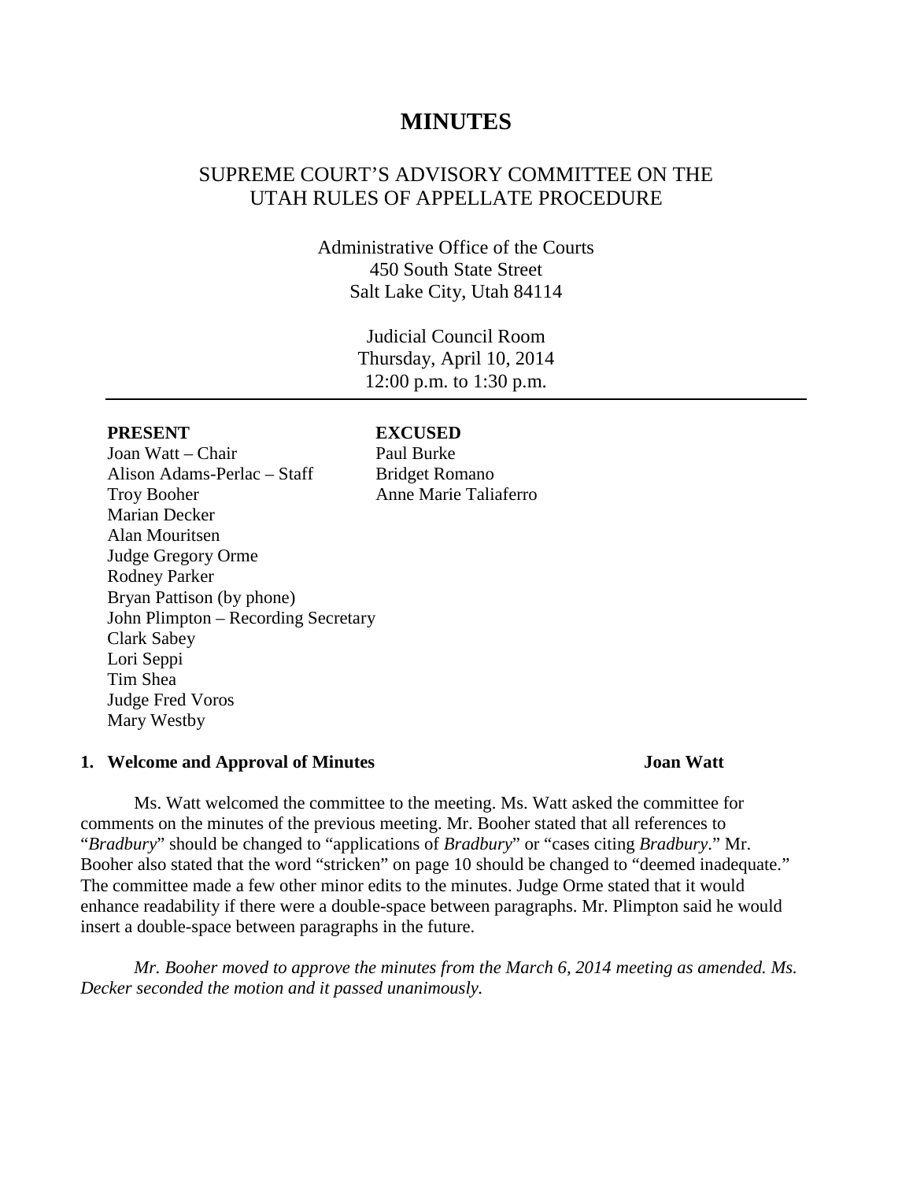# MINUTES

## SUPREME COURT'S ADVISORY COMMITTEE ON THE UTAH RULES OF APPELLATE PROCEDURE

Administrative Office of the Courts
450 South State Street
Salt Lake City, Utah 84114

Judicial Council Room
Thursday, April 10, 2014
12:00 p.m. to 1:30 p.m.

---

| PRESENT | EXCUSED |
|---|---|
| Joan Watt – Chair | Paul Burke |
| Alison Adams-Perlac – Staff | Bridget Romano |
| Troy Booher | Anne Marie Taliaferro |
| Marian Decker | |
| Alan Mouritsen | |
| Judge Gregory Orme | |
| Rodney Parker | |
| Bryan Pattison (by phone) | |
| John Plimpton – Recording Secretary | |
| Clark Sabey | |
| Lori Seppi | |
| Tim Shea | |
| Judge Fred Voros | |
| Mary Westby | |

### 1. Welcome and Approval of Minutes — Joan Watt

Ms. Watt welcomed the committee to the meeting. Ms. Watt asked the committee for comments on the minutes of the previous meeting. Mr. Booher stated that all references to "*Bradbury*" should be changed to "applications of *Bradbury*" or "cases citing *Bradbury*." Mr. Booher also stated that the word "stricken" on page 10 should be changed to "deemed inadequate." The committee made a few other minor edits to the minutes. Judge Orme stated that it would enhance readability if there were a double-space between paragraphs. Mr. Plimpton said he would insert a double-space between paragraphs in the future.

*Mr. Booher moved to approve the minutes from the March 6, 2014 meeting as amended. Ms. Decker seconded the motion and it passed unanimously.*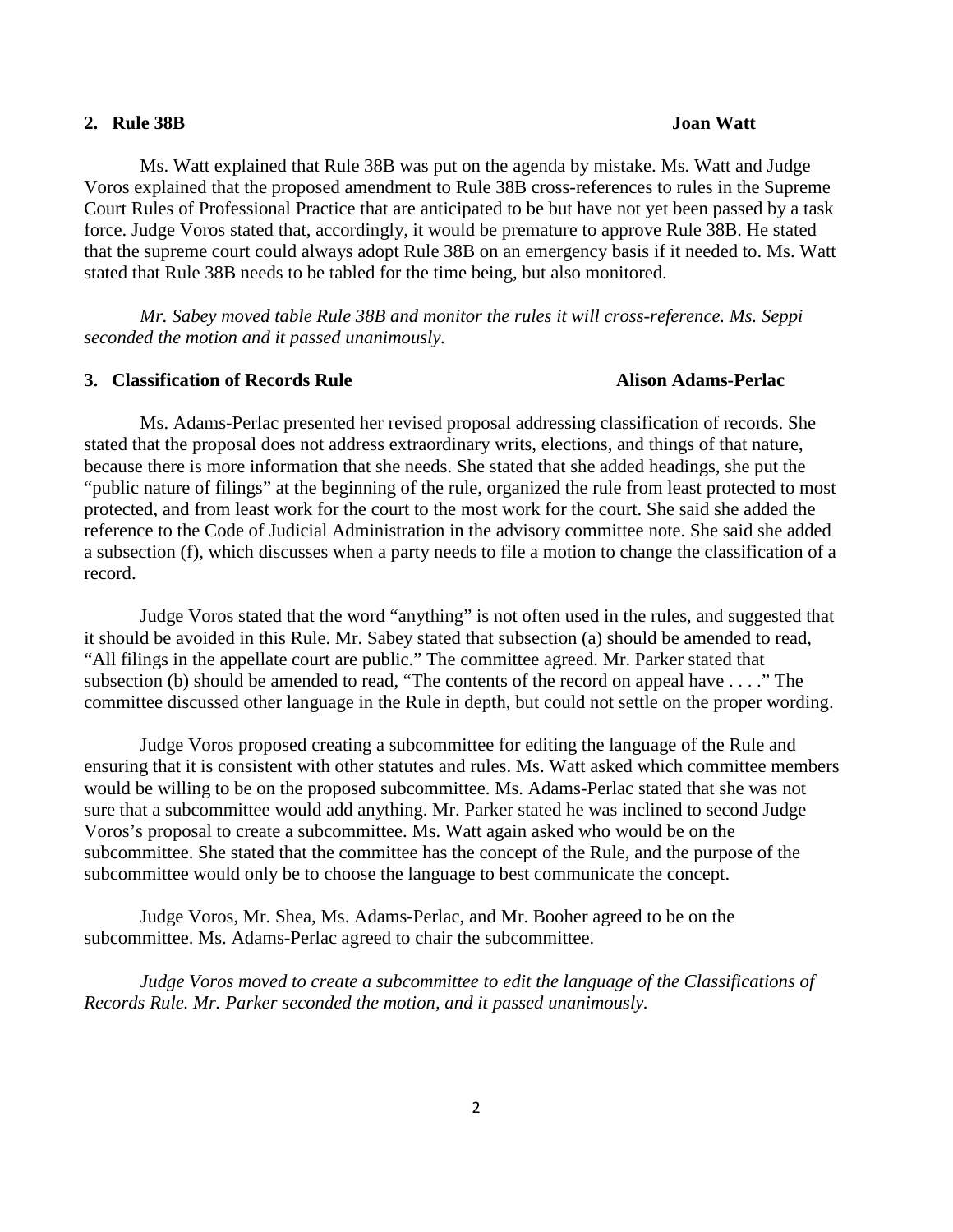## 2. Rule 38B — Joan Watt

Ms. Watt explained that Rule 38B was put on the agenda by mistake. Ms. Watt and Judge Voros explained that the proposed amendment to Rule 38B cross-references to rules in the Supreme Court Rules of Professional Practice that are anticipated to be but have not yet been passed by a task force. Judge Voros stated that, accordingly, it would be premature to approve Rule 38B. He stated that the supreme court could always adopt Rule 38B on an emergency basis if it needed to. Ms. Watt stated that Rule 38B needs to be tabled for the time being, but also monitored.

*Mr. Sabey moved table Rule 38B and monitor the rules it will cross-reference. Ms. Seppi seconded the motion and it passed unanimously.*

## 3. Classification of Records Rule — Alison Adams-Perlac

Ms. Adams-Perlac presented her revised proposal addressing classification of records. She stated that the proposal does not address extraordinary writs, elections, and things of that nature, because there is more information that she needs. She stated that she added headings, she put the "public nature of filings" at the beginning of the rule, organized the rule from least protected to most protected, and from least work for the court to the most work for the court. She said she added the reference to the Code of Judicial Administration in the advisory committee note. She said she added a subsection (f), which discusses when a party needs to file a motion to change the classification of a record.

Judge Voros stated that the word "anything" is not often used in the rules, and suggested that it should be avoided in this Rule. Mr. Sabey stated that subsection (a) should be amended to read, "All filings in the appellate court are public." The committee agreed. Mr. Parker stated that subsection (b) should be amended to read, "The contents of the record on appeal have . . . ." The committee discussed other language in the Rule in depth, but could not settle on the proper wording.

Judge Voros proposed creating a subcommittee for editing the language of the Rule and ensuring that it is consistent with other statutes and rules. Ms. Watt asked which committee members would be willing to be on the proposed subcommittee. Ms. Adams-Perlac stated that she was not sure that a subcommittee would add anything. Mr. Parker stated he was inclined to second Judge Voros's proposal to create a subcommittee. Ms. Watt again asked who would be on the subcommittee. She stated that the committee has the concept of the Rule, and the purpose of the subcommittee would only be to choose the language to best communicate the concept.

Judge Voros, Mr. Shea, Ms. Adams-Perlac, and Mr. Booher agreed to be on the subcommittee. Ms. Adams-Perlac agreed to chair the subcommittee.

*Judge Voros moved to create a subcommittee to edit the language of the Classifications of Records Rule. Mr. Parker seconded the motion, and it passed unanimously.*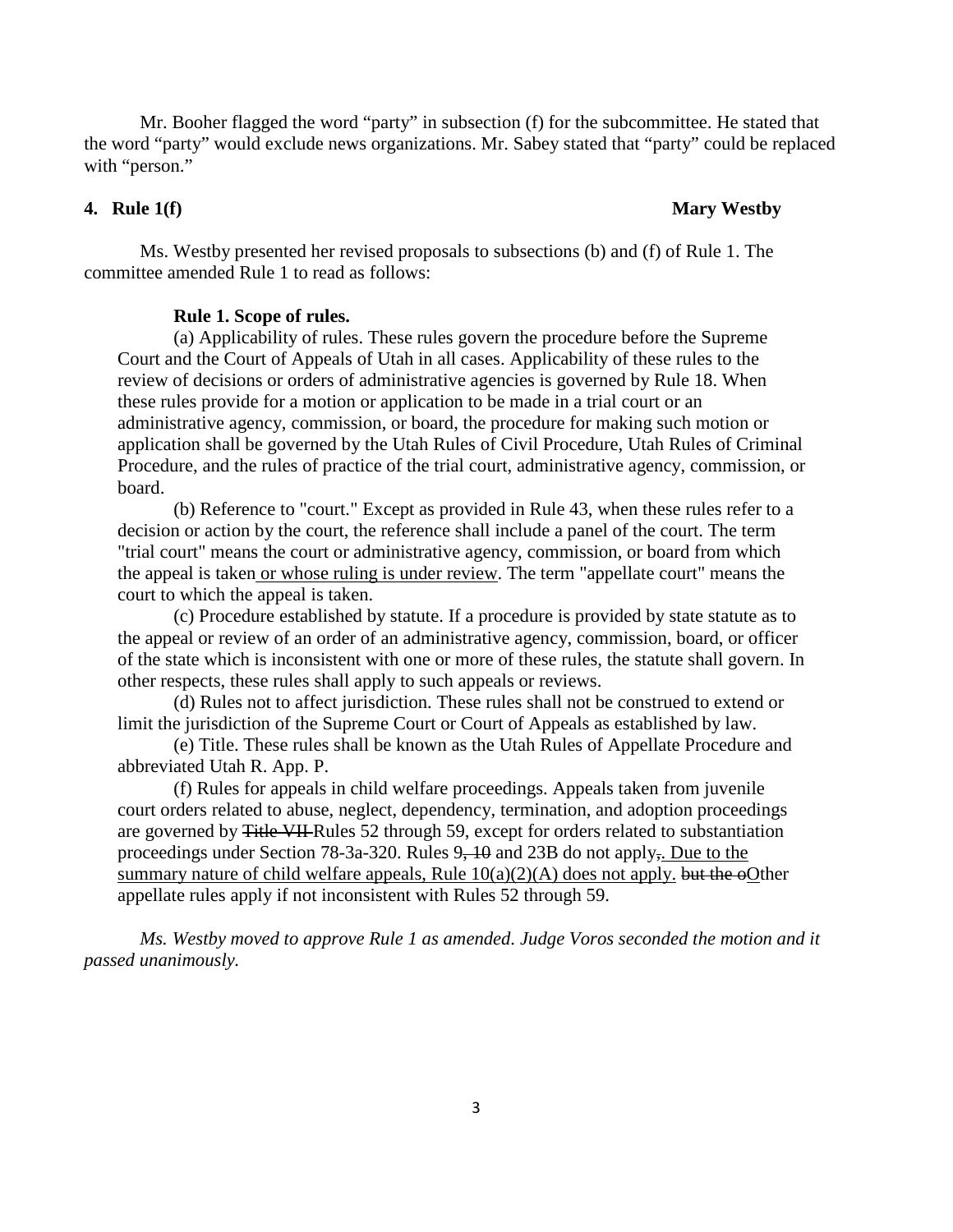Mr. Booher flagged the word "party" in subsection (f) for the subcommittee. He stated that the word "party" would exclude news organizations. Mr. Sabey stated that "party" could be replaced with "person."

**4. Rule 1(f)** **Mary Westby**

Ms. Westby presented her revised proposals to subsections (b) and (f) of Rule 1. The committee amended Rule 1 to read as follows:

> **Rule 1. Scope of rules.**
>
> (a) Applicability of rules. These rules govern the procedure before the Supreme Court and the Court of Appeals of Utah in all cases. Applicability of these rules to the review of decisions or orders of administrative agencies is governed by Rule 18. When these rules provide for a motion or application to be made in a trial court or an administrative agency, commission, or board, the procedure for making such motion or application shall be governed by the Utah Rules of Civil Procedure, Utah Rules of Criminal Procedure, and the rules of practice of the trial court, administrative agency, commission, or board.
>
> (b) Reference to "court." Except as provided in Rule 43, when these rules refer to a decision or action by the court, the reference shall include a panel of the court. The term "trial court" means the court or administrative agency, commission, or board from which the appeal is taken<u> or whose ruling is under review</u>. The term "appellate court" means the court to which the appeal is taken.
>
> (c) Procedure established by statute. If a procedure is provided by state statute as to the appeal or review of an order of an administrative agency, commission, board, or officer of the state which is inconsistent with one or more of these rules, the statute shall govern. In other respects, these rules shall apply to such appeals or reviews.
>
> (d) Rules not to affect jurisdiction. These rules shall not be construed to extend or limit the jurisdiction of the Supreme Court or Court of Appeals as established by law.
>
> (e) Title. These rules shall be known as the Utah Rules of Appellate Procedure and abbreviated Utah R. App. P.
>
> (f) Rules for appeals in child welfare proceedings. Appeals taken from juvenile court orders related to abuse, neglect, dependency, termination, and adoption proceedings are governed by ~~Title VII~~ Rules 52 through 59, except for orders related to substantiation proceedings under Section 78-3a-320. Rules 9~~, 10~~ and 23B do not apply~~,~~<u>. Due to the summary nature of child welfare appeals, Rule 10(a)(2)(A) does not apply.</u> ~~but the o~~<u>O</u>ther appellate rules apply if not inconsistent with Rules 52 through 59.

*Ms. Westby moved to approve Rule 1 as amended. Judge Voros seconded the motion and it passed unanimously.*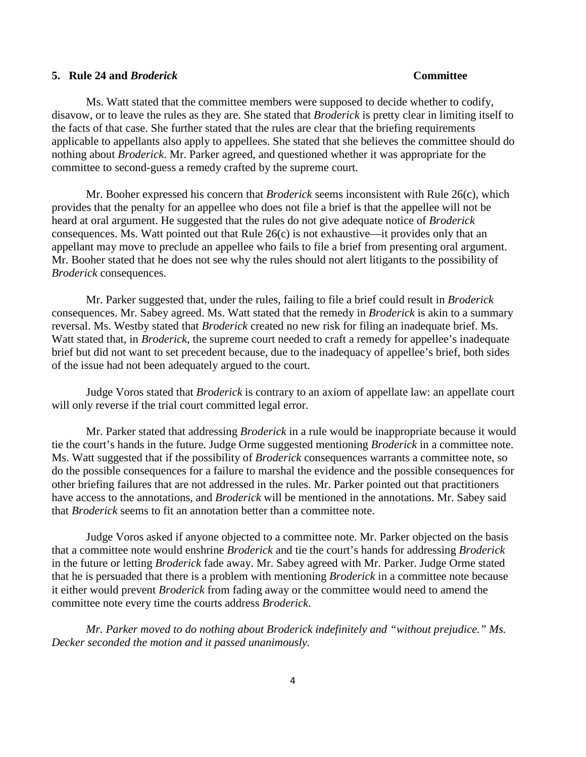### 5. Rule 24 and *Broderick* — Committee

Ms. Watt stated that the committee members were supposed to decide whether to codify, disavow, or to leave the rules as they are. She stated that *Broderick* is pretty clear in limiting itself to the facts of that case. She further stated that the rules are clear that the briefing requirements applicable to appellants also apply to appellees. She stated that she believes the committee should do nothing about *Broderick*. Mr. Parker agreed, and questioned whether it was appropriate for the committee to second-guess a remedy crafted by the supreme court.

Mr. Booher expressed his concern that *Broderick* seems inconsistent with Rule 26(c), which provides that the penalty for an appellee who does not file a brief is that the appellee will not be heard at oral argument. He suggested that the rules do not give adequate notice of *Broderick* consequences. Ms. Watt pointed out that Rule 26(c) is not exhaustive—it provides only that an appellant may move to preclude an appellee who fails to file a brief from presenting oral argument. Mr. Booher stated that he does not see why the rules should not alert litigants to the possibility of *Broderick* consequences.

Mr. Parker suggested that, under the rules, failing to file a brief could result in *Broderick* consequences. Mr. Sabey agreed. Ms. Watt stated that the remedy in *Broderick* is akin to a summary reversal. Ms. Westby stated that *Broderick* created no new risk for filing an inadequate brief. Ms. Watt stated that, in *Broderick*, the supreme court needed to craft a remedy for appellee's inadequate brief but did not want to set precedent because, due to the inadequacy of appellee's brief, both sides of the issue had not been adequately argued to the court.

Judge Voros stated that *Broderick* is contrary to an axiom of appellate law: an appellate court will only reverse if the trial court committed legal error.

Mr. Parker stated that addressing *Broderick* in a rule would be inappropriate because it would tie the court's hands in the future. Judge Orme suggested mentioning *Broderick* in a committee note. Ms. Watt suggested that if the possibility of *Broderick* consequences warrants a committee note, so do the possible consequences for a failure to marshal the evidence and the possible consequences for other briefing failures that are not addressed in the rules. Mr. Parker pointed out that practitioners have access to the annotations, and *Broderick* will be mentioned in the annotations. Mr. Sabey said that *Broderick* seems to fit an annotation better than a committee note.

Judge Voros asked if anyone objected to a committee note. Mr. Parker objected on the basis that a committee note would enshrine *Broderick* and tie the court's hands for addressing *Broderick* in the future or letting *Broderick* fade away. Mr. Sabey agreed with Mr. Parker. Judge Orme stated that he is persuaded that there is a problem with mentioning *Broderick* in a committee note because it either would prevent *Broderick* from fading away or the committee would need to amend the committee note every time the courts address *Broderick*.

*Mr. Parker moved to do nothing about Broderick indefinitely and "without prejudice." Ms. Decker seconded the motion and it passed unanimously.*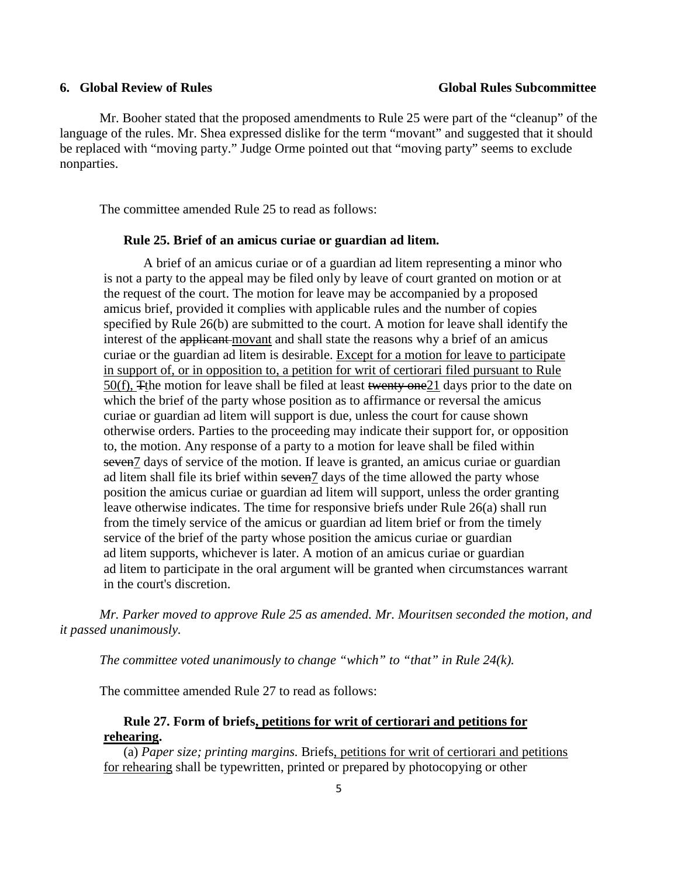**6. Global Review of Rules** **Global Rules Subcommittee**

Mr. Booher stated that the proposed amendments to Rule 25 were part of the "cleanup" of the language of the rules. Mr. Shea expressed dislike for the term "movant" and suggested that it should be replaced with "moving party." Judge Orme pointed out that "moving party" seems to exclude nonparties.

The committee amended Rule 25 to read as follows:

> **Rule 25. Brief of an amicus curiae or guardian ad litem.**
>
> A brief of an amicus curiae or of a guardian ad litem representing a minor who is not a party to the appeal may be filed only by leave of court granted on motion or at the request of the court. The motion for leave may be accompanied by a proposed amicus brief, provided it complies with applicable rules and the number of copies specified by Rule 26(b) are submitted to the court. A motion for leave shall identify the interest of the ~~applicant~~ <u>movant</u> and shall state the reasons why a brief of an amicus curiae or the guardian ad litem is desirable. <u>Except for a motion for leave to participate in support of, or in opposition to, a petition for writ of certiorari filed pursuant to Rule 50(f), t</u>~~T~~he motion for leave shall be filed at least ~~twenty one~~<u>21</u> days prior to the date on which the brief of the party whose position as to affirmance or reversal the amicus curiae or guardian ad litem will support is due, unless the court for cause shown otherwise orders. Parties to the proceeding may indicate their support for, or opposition to, the motion. Any response of a party to a motion for leave shall be filed within ~~seven~~<u>7</u> days of service of the motion. If leave is granted, an amicus curiae or guardian ad litem shall file its brief within ~~seven~~<u>7</u> days of the time allowed the party whose position the amicus curiae or guardian ad litem will support, unless the order granting leave otherwise indicates. The time for responsive briefs under Rule 26(a) shall run from the timely service of the amicus or guardian ad litem brief or from the timely service of the brief of the party whose position the amicus curiae or guardian ad litem supports, whichever is later. A motion of an amicus curiae or guardian ad litem to participate in the oral argument will be granted when circumstances warrant in the court's discretion.

*Mr. Parker moved to approve Rule 25 as amended. Mr. Mouritsen seconded the motion, and it passed unanimously.*

*The committee voted unanimously to change "which" to "that" in Rule 24(k).*

The committee amended Rule 27 to read as follows:

> **Rule 27. Form of briefs<u>, petitions for writ of certiorari and petitions for rehearing</u>.**
>
> (a) *Paper size; printing margins.* Briefs<u>, petitions for writ of certiorari and petitions for rehearing</u> shall be typewritten, printed or prepared by photocopying or other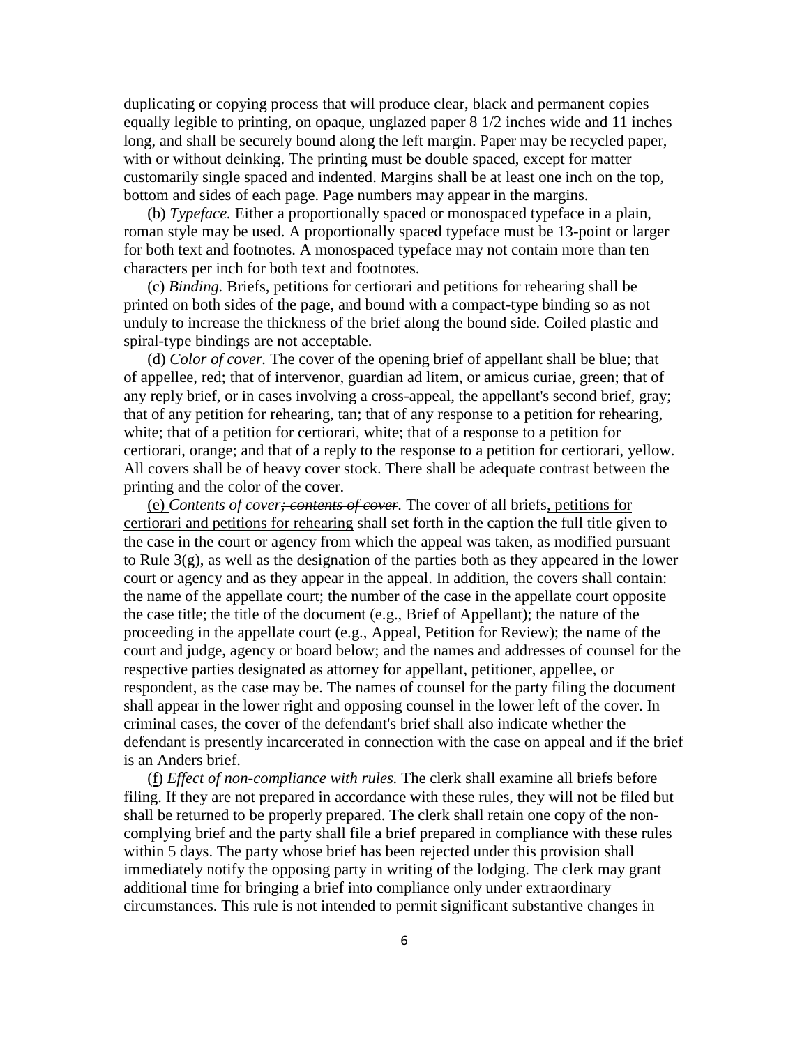duplicating or copying process that will produce clear, black and permanent copies equally legible to printing, on opaque, unglazed paper 8 1/2 inches wide and 11 inches long, and shall be securely bound along the left margin. Paper may be recycled paper, with or without deinking. The printing must be double spaced, except for matter customarily single spaced and indented. Margins shall be at least one inch on the top, bottom and sides of each page. Page numbers may appear in the margins.

(b) *Typeface.* Either a proportionally spaced or monospaced typeface in a plain, roman style may be used. A proportionally spaced typeface must be 13-point or larger for both text and footnotes. A monospaced typeface may not contain more than ten characters per inch for both text and footnotes.

(c) *Binding.* Briefs<u>, petitions for certiorari and petitions for rehearing</u> shall be printed on both sides of the page, and bound with a compact-type binding so as not unduly to increase the thickness of the brief along the bound side. Coiled plastic and spiral-type bindings are not acceptable.

(d) *Color of cover.* The cover of the opening brief of appellant shall be blue; that of appellee, red; that of intervenor, guardian ad litem, or amicus curiae, green; that of any reply brief, or in cases involving a cross-appeal, the appellant's second brief, gray; that of any petition for rehearing, tan; that of any response to a petition for rehearing, white; that of a petition for certiorari, white; that of a response to a petition for certiorari, orange; and that of a reply to the response to a petition for certiorari, yellow. All covers shall be of heavy cover stock. There shall be adequate contrast between the printing and the color of the cover.

<u>(e)</u> *Contents of cover~~; contents of cover~~.* The cover of all briefs<u>, petitions for certiorari and petitions for rehearing</u> shall set forth in the caption the full title given to the case in the court or agency from which the appeal was taken, as modified pursuant to Rule 3(g), as well as the designation of the parties both as they appeared in the lower court or agency and as they appear in the appeal. In addition, the covers shall contain: the name of the appellate court; the number of the case in the appellate court opposite the case title; the title of the document (e.g., Brief of Appellant); the nature of the proceeding in the appellate court (e.g., Appeal, Petition for Review); the name of the court and judge, agency or board below; and the names and addresses of counsel for the respective parties designated as attorney for appellant, petitioner, appellee, or respondent, as the case may be. The names of counsel for the party filing the document shall appear in the lower right and opposing counsel in the lower left of the cover. In criminal cases, the cover of the defendant's brief shall also indicate whether the defendant is presently incarcerated in connection with the case on appeal and if the brief is an Anders brief.

(<u>f</u>) *Effect of non-compliance with rules.* The clerk shall examine all briefs before filing. If they are not prepared in accordance with these rules, they will not be filed but shall be returned to be properly prepared. The clerk shall retain one copy of the non-complying brief and the party shall file a brief prepared in compliance with these rules within 5 days. The party whose brief has been rejected under this provision shall immediately notify the opposing party in writing of the lodging. The clerk may grant additional time for bringing a brief into compliance only under extraordinary circumstances. This rule is not intended to permit significant substantive changes in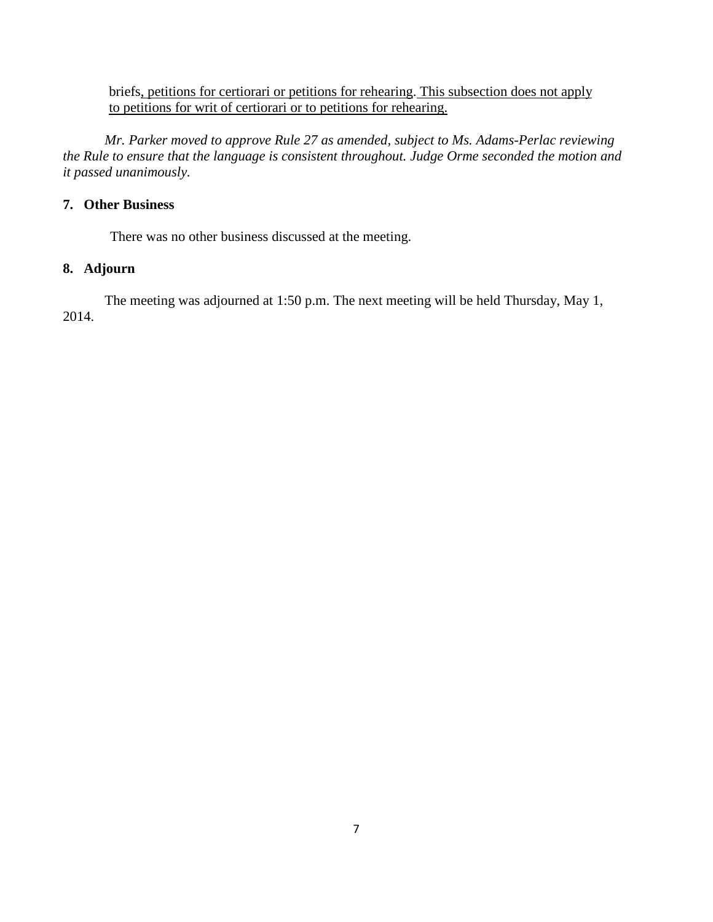briefs, petitions for certiorari or petitions for rehearing. This subsection does not apply to petitions for writ of certiorari or to petitions for rehearing.

*Mr. Parker moved to approve Rule 27 as amended, subject to Ms. Adams-Perlac reviewing the Rule to ensure that the language is consistent throughout. Judge Orme seconded the motion and it passed unanimously.*

### 7. Other Business

There was no other business discussed at the meeting.

### 8. Adjourn

The meeting was adjourned at 1:50 p.m. The next meeting will be held Thursday, May 1, 2014.